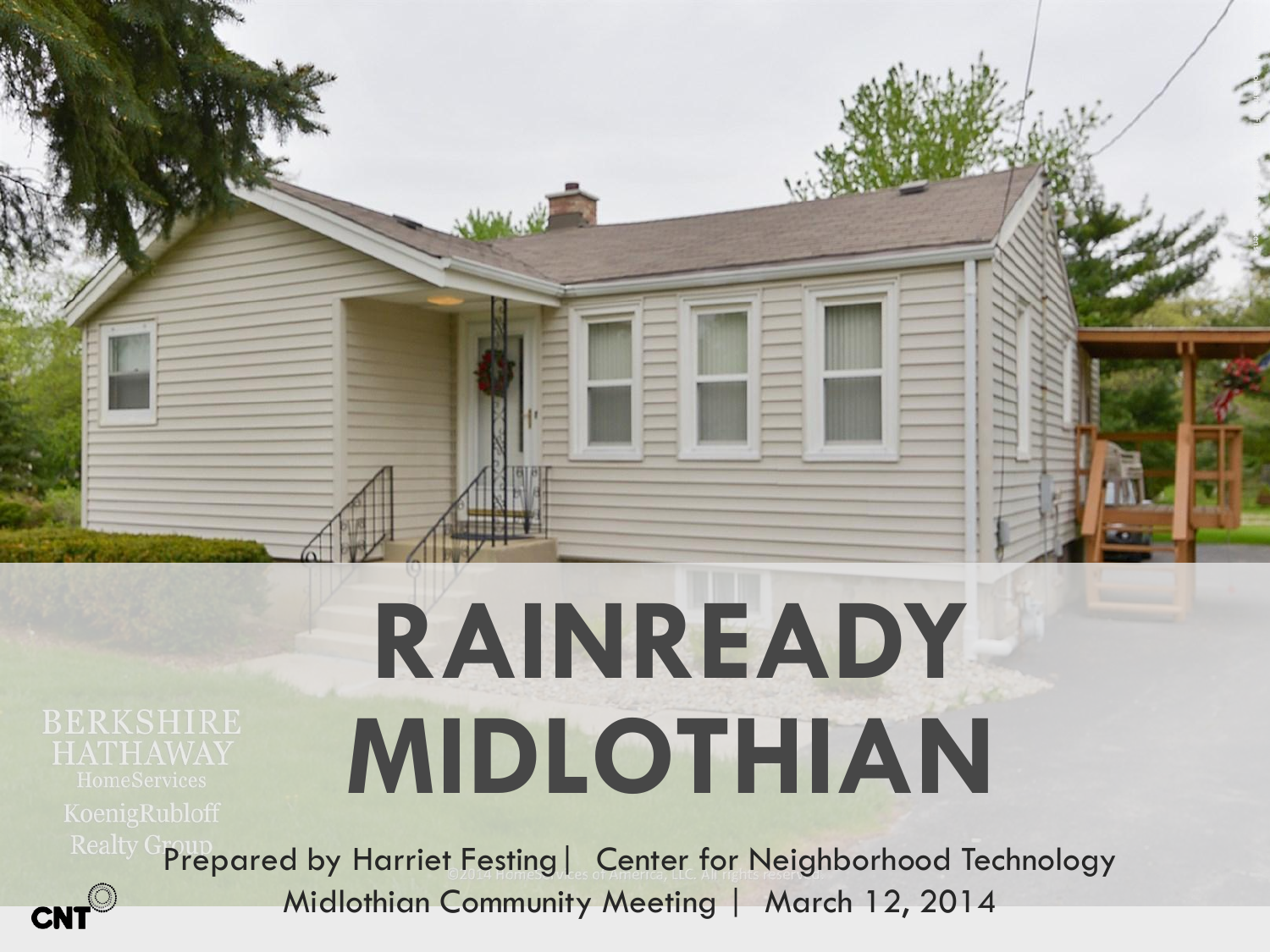# RAINREADY MIDLOTHIAN

BERKSHIRE HATHAWAY
HomeServices
KoenigRubloff
Realty Group

©2014 HomeServices of America, LLC. All rights reserved.

Prepared by Harriet Festing | Center for Neighborhood Technology

Midlothian Community Meeting | March 12, 2014

CNT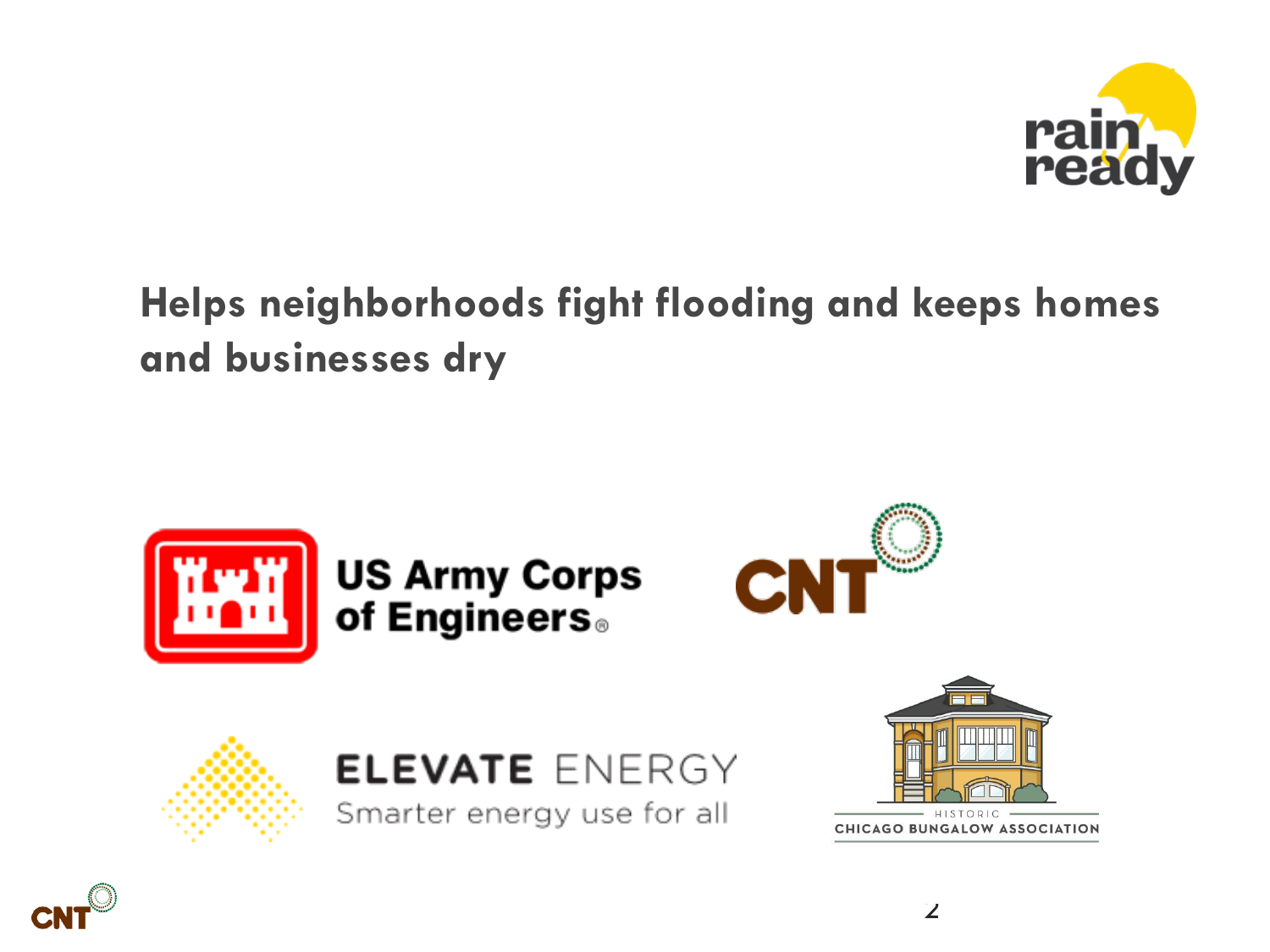rain ready

**Helps neighborhoods fight flooding and keeps homes and businesses dry**

US Army Corps of Engineers

CNT

ELEVATE ENERGY
Smarter energy use for all

HISTORIC CHICAGO BUNGALOW ASSOCIATION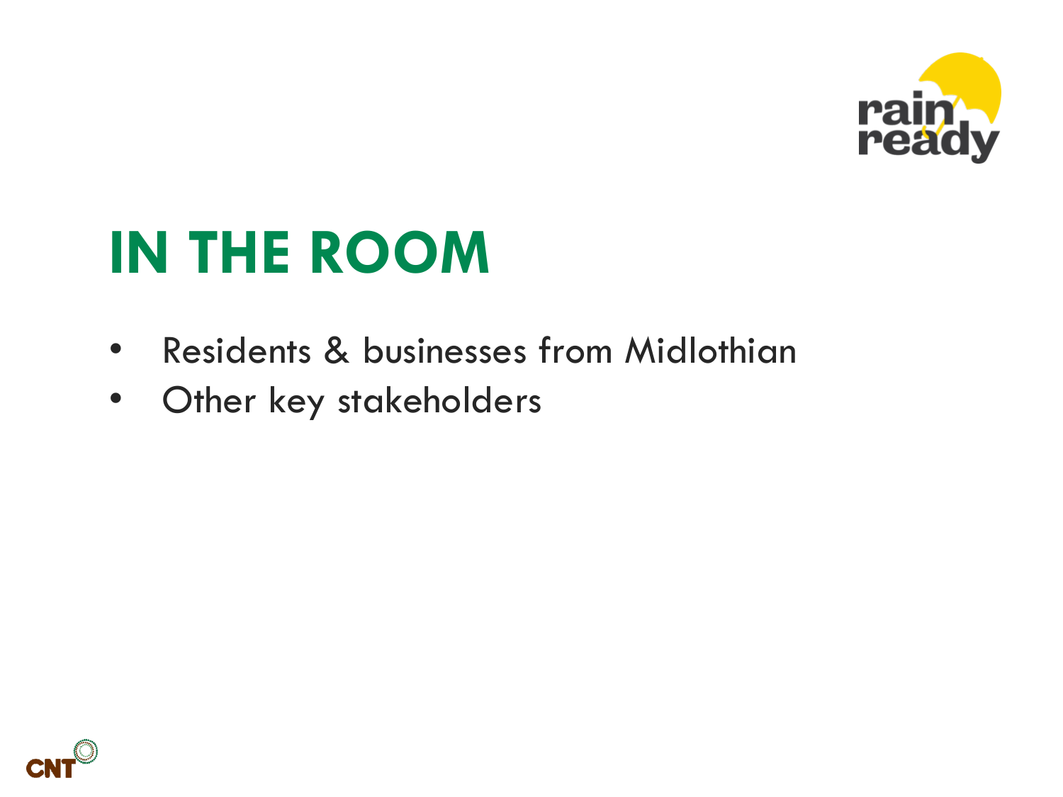# IN THE ROOM

- Residents & businesses from Midlothian
- Other key stakeholders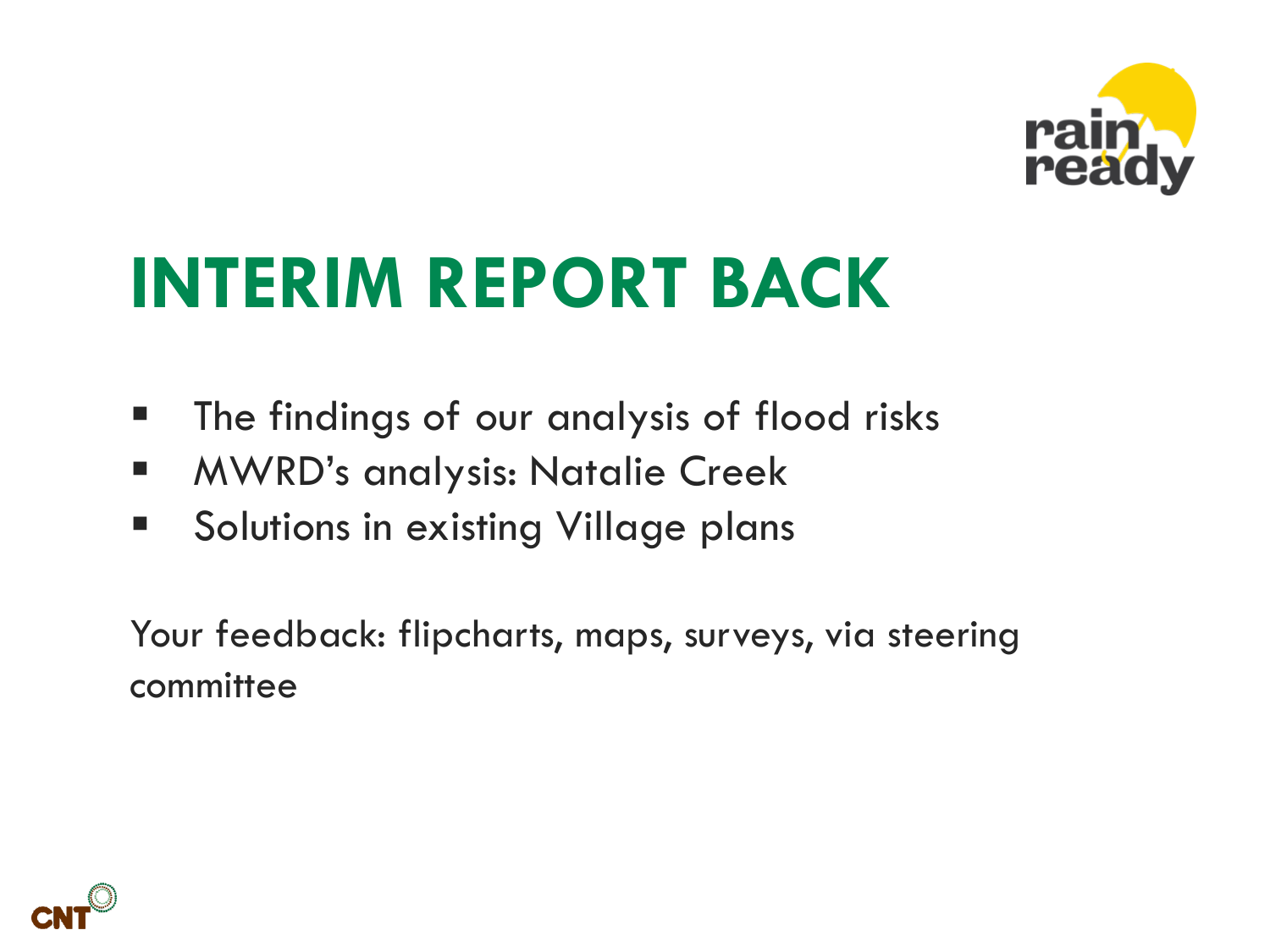# INTERIM REPORT BACK

- The findings of our analysis of flood risks
- MWRD's analysis: Natalie Creek
- Solutions in existing Village plans

Your feedback: flipcharts, maps, surveys, via steering committee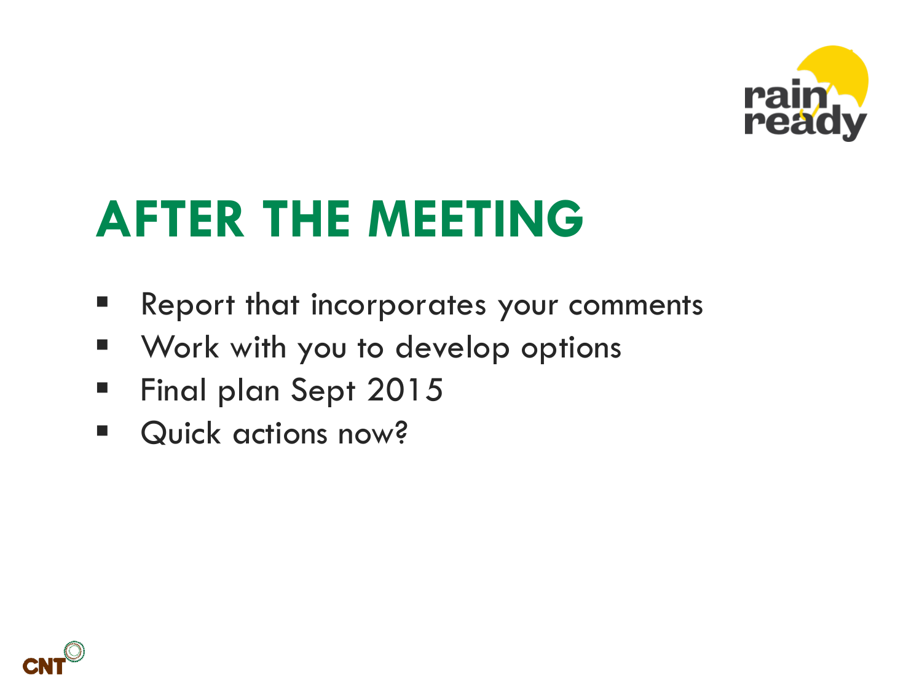# AFTER THE MEETING

- Report that incorporates your comments
- Work with you to develop options
- Final plan Sept 2015
- Quick actions now?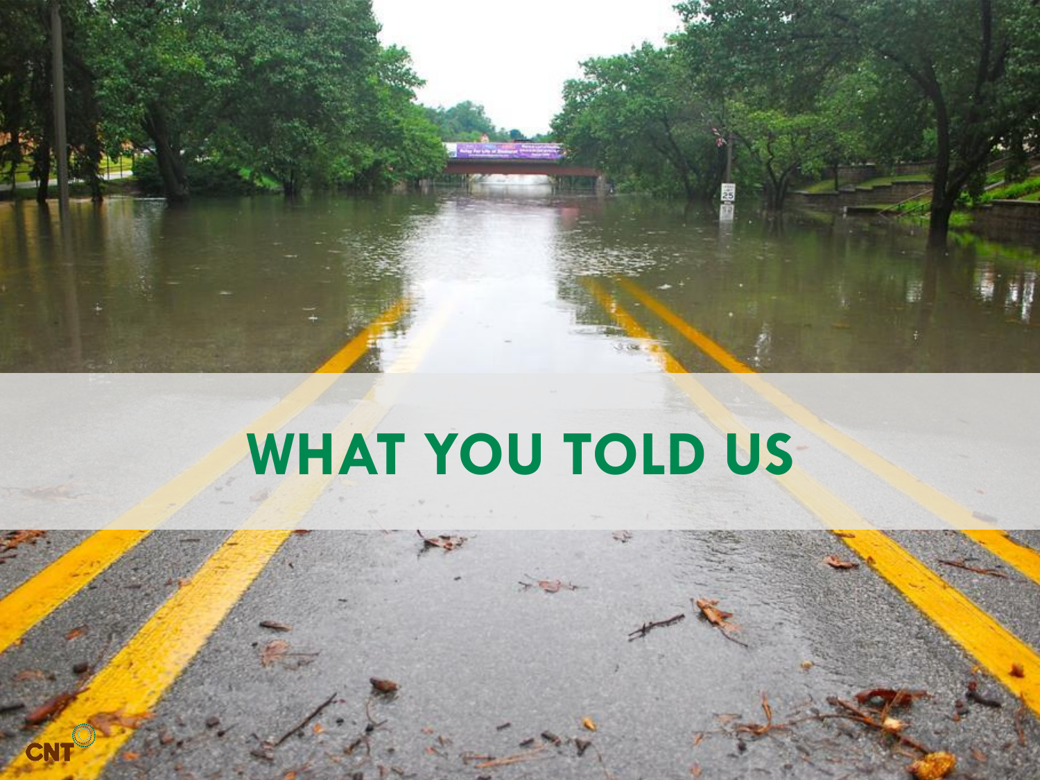# WHAT YOU TOLD US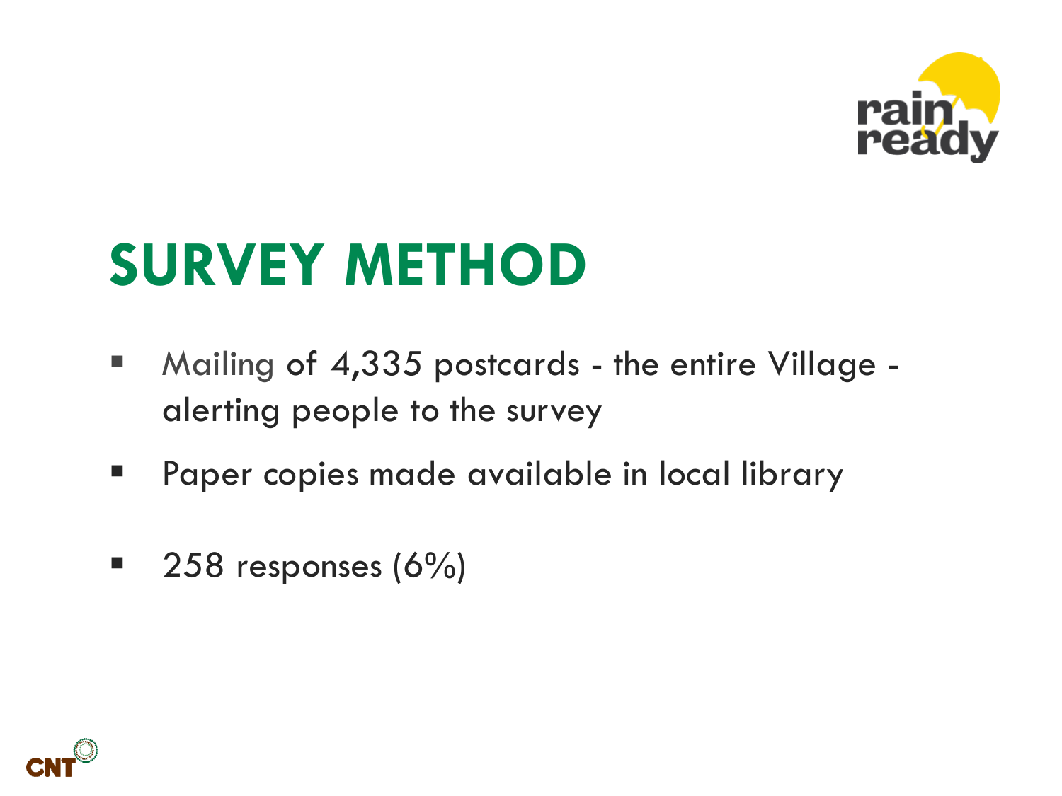# SURVEY METHOD

- Mailing of 4,335 postcards - the entire Village - alerting people to the survey
- Paper copies made available in local library
- 258 responses (6%)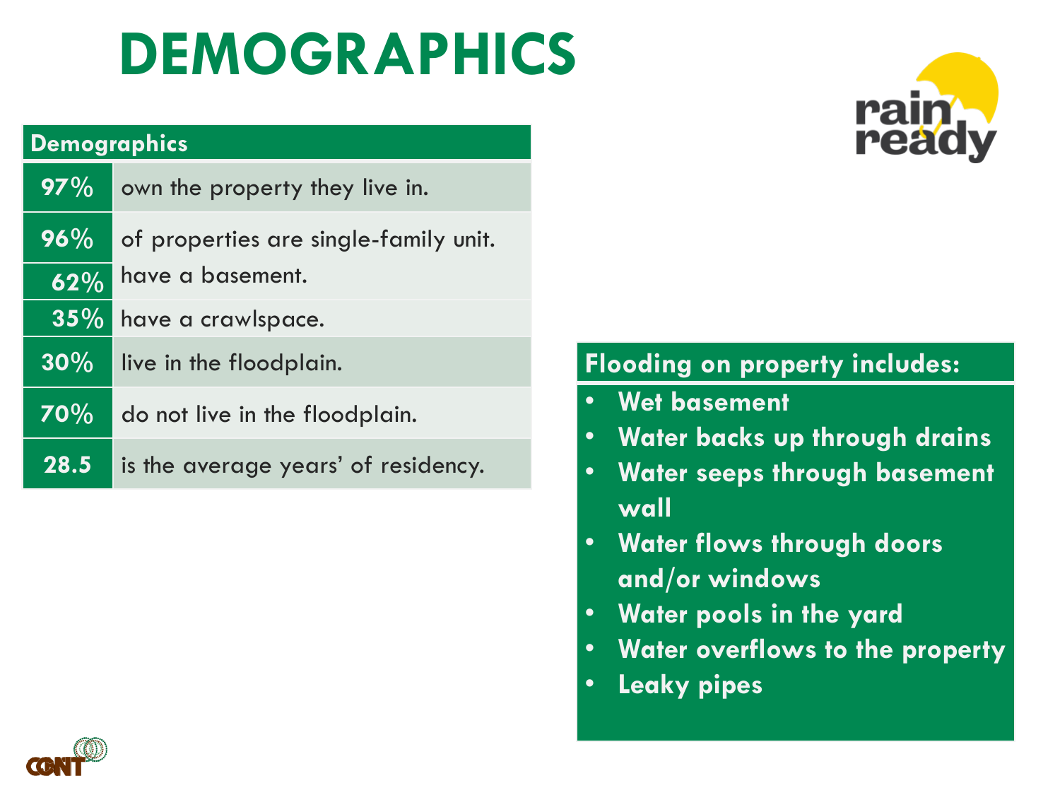# DEMOGRAPHICS

| Demographics | |
|---|---|
| 97% | own the property they live in. |
| 96% | of properties are single-family unit. |
| 62% | have a basement. |
| 35% | have a crawlspace. |
| 30% | live in the floodplain. |
| 70% | do not live in the floodplain. |
| 28.5 | is the average years' of residency. |

**Flooding on property includes:**

- **Wet basement**
- **Water backs up through drains**
- **Water seeps through basement wall**
- **Water flows through doors and/or windows**
- **Water pools in the yard**
- **Water overflows to the property**
- **Leaky pipes**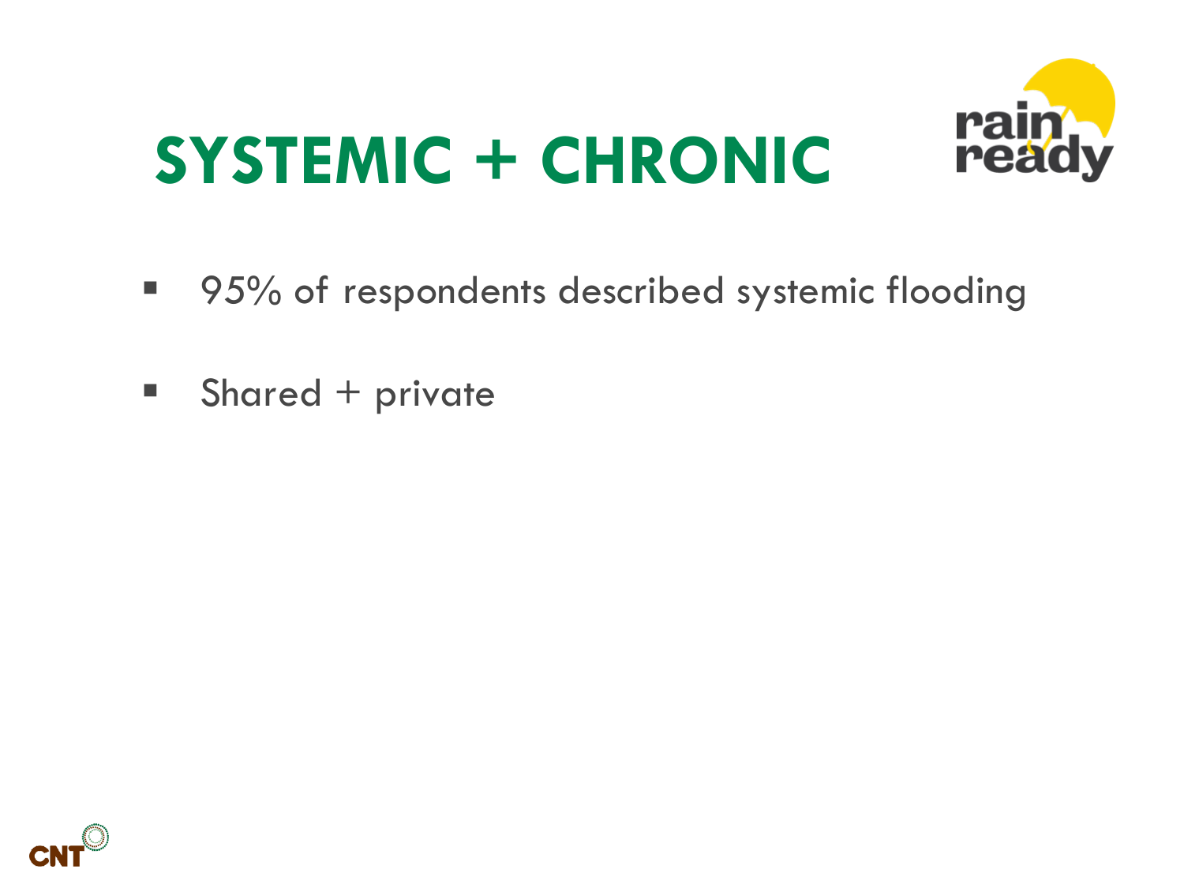# SYSTEMIC + CHRONIC

- 95% of respondents described systemic flooding
- Shared + private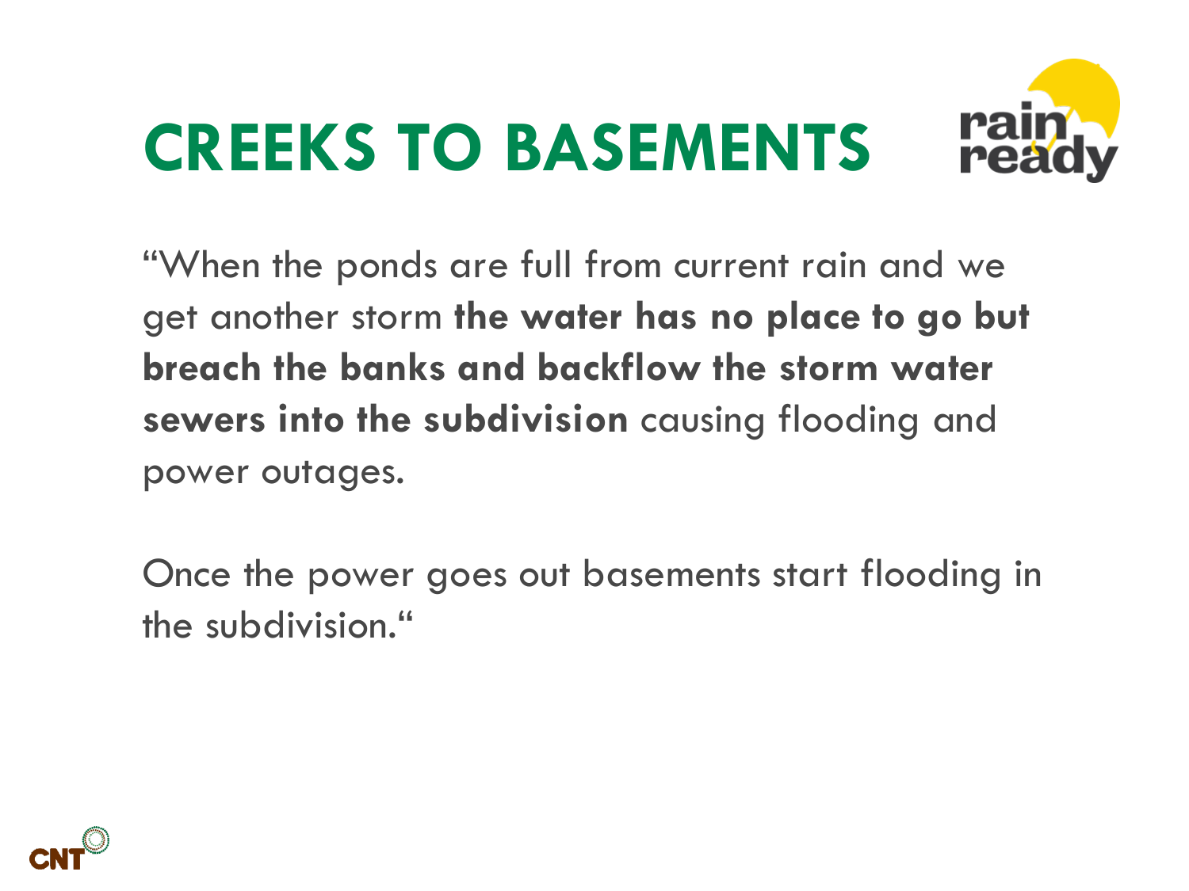# CREEKS TO BASEMENTS

"When the ponds are full from current rain and we get another storm **the water has no place to go but breach the banks and backflow the storm water sewers into the subdivision** causing flooding and power outages.

Once the power goes out basements start flooding in the subdivision."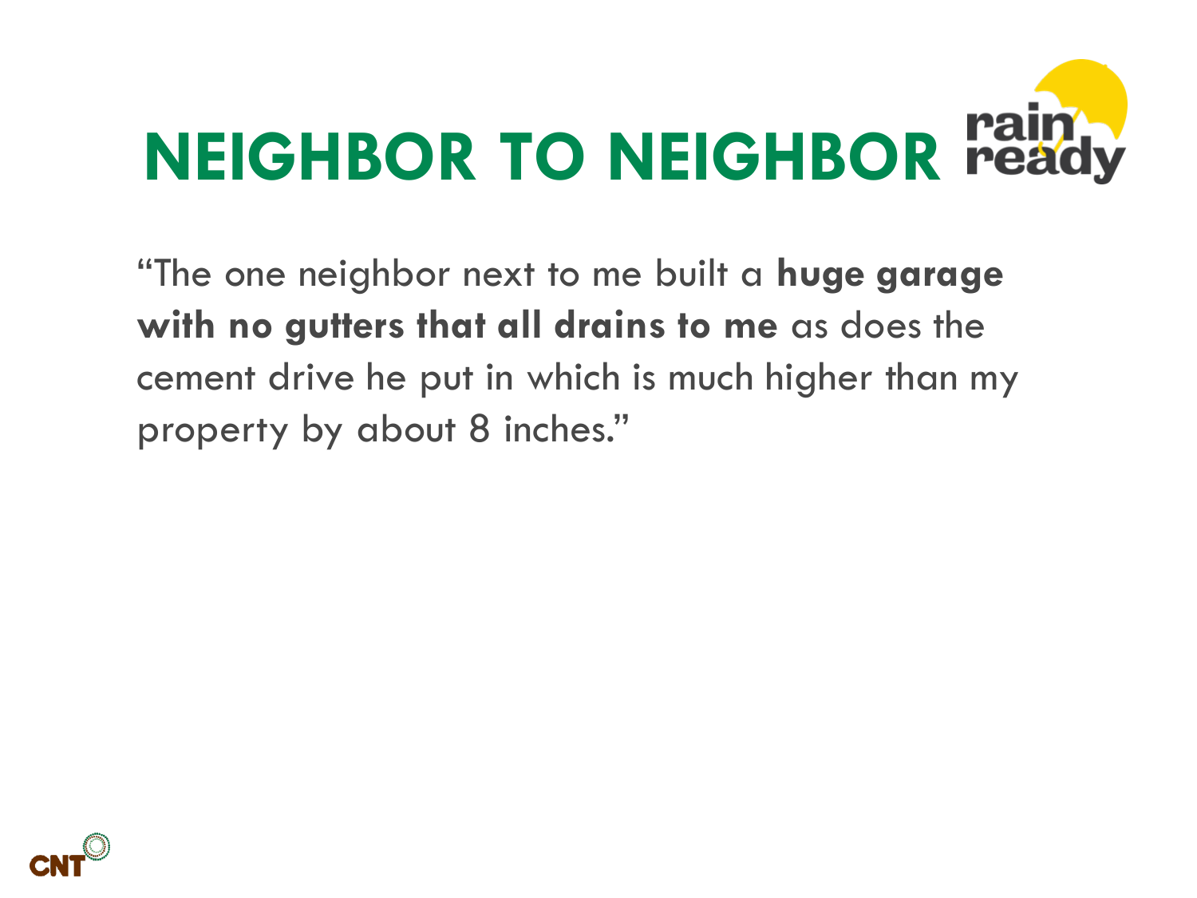# NEIGHBOR TO NEIGHBOR

"The one neighbor next to me built a **huge garage with no gutters that all drains to me** as does the cement drive he put in which is much higher than my property by about 8 inches."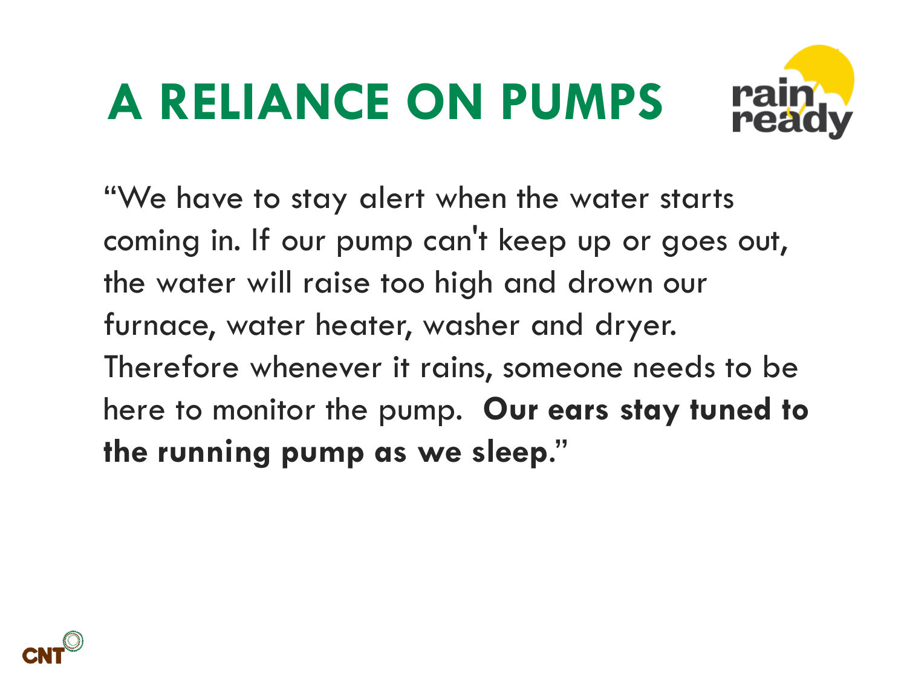# A RELIANCE ON PUMPS

"We have to stay alert when the water starts coming in. If our pump can't keep up or goes out, the water will raise too high and drown our furnace, water heater, washer and dryer. Therefore whenever it rains, someone needs to be here to monitor the pump. **Our ears stay tuned to the running pump as we sleep.**"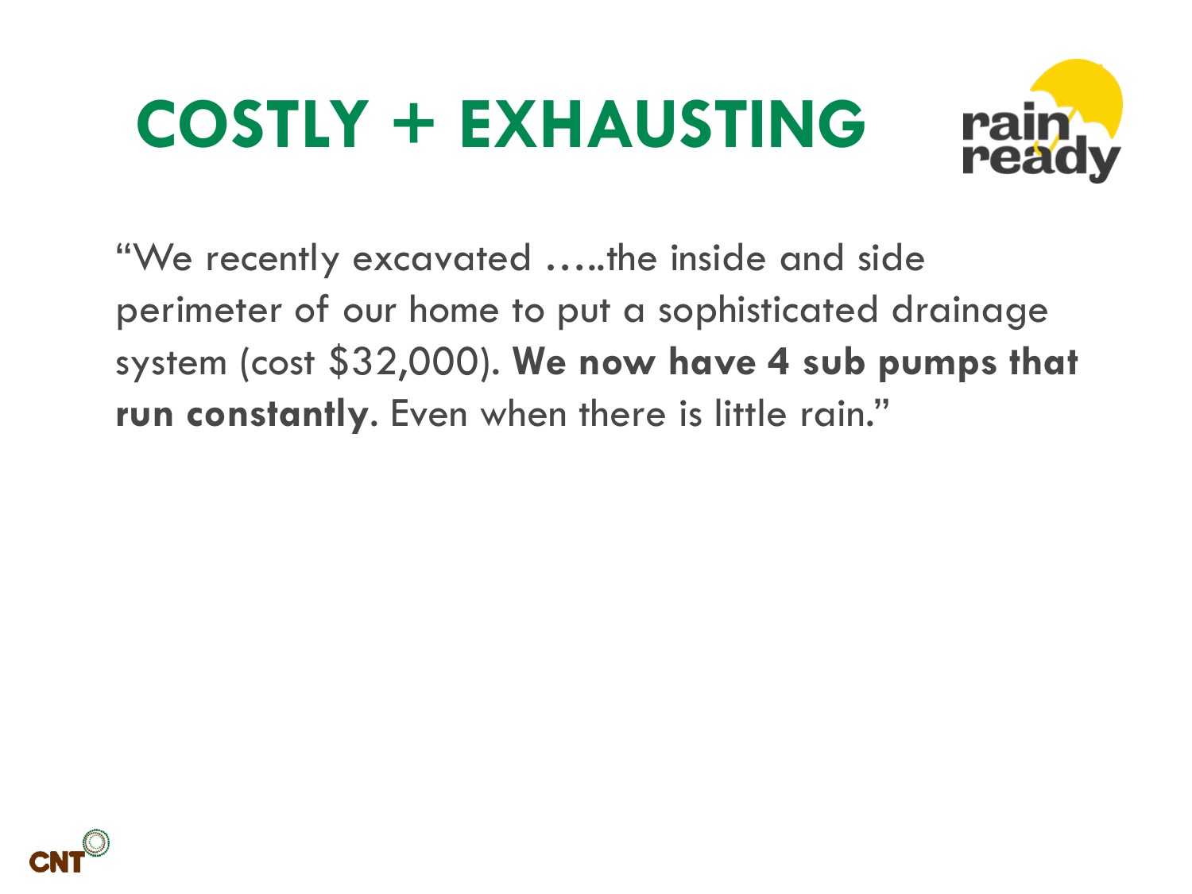# COSTLY + EXHAUSTING

"We recently excavated …..the inside and side perimeter of our home to put a sophisticated drainage system (cost $32,000). **We now have 4 sub pumps that run constantly.** Even when there is little rain."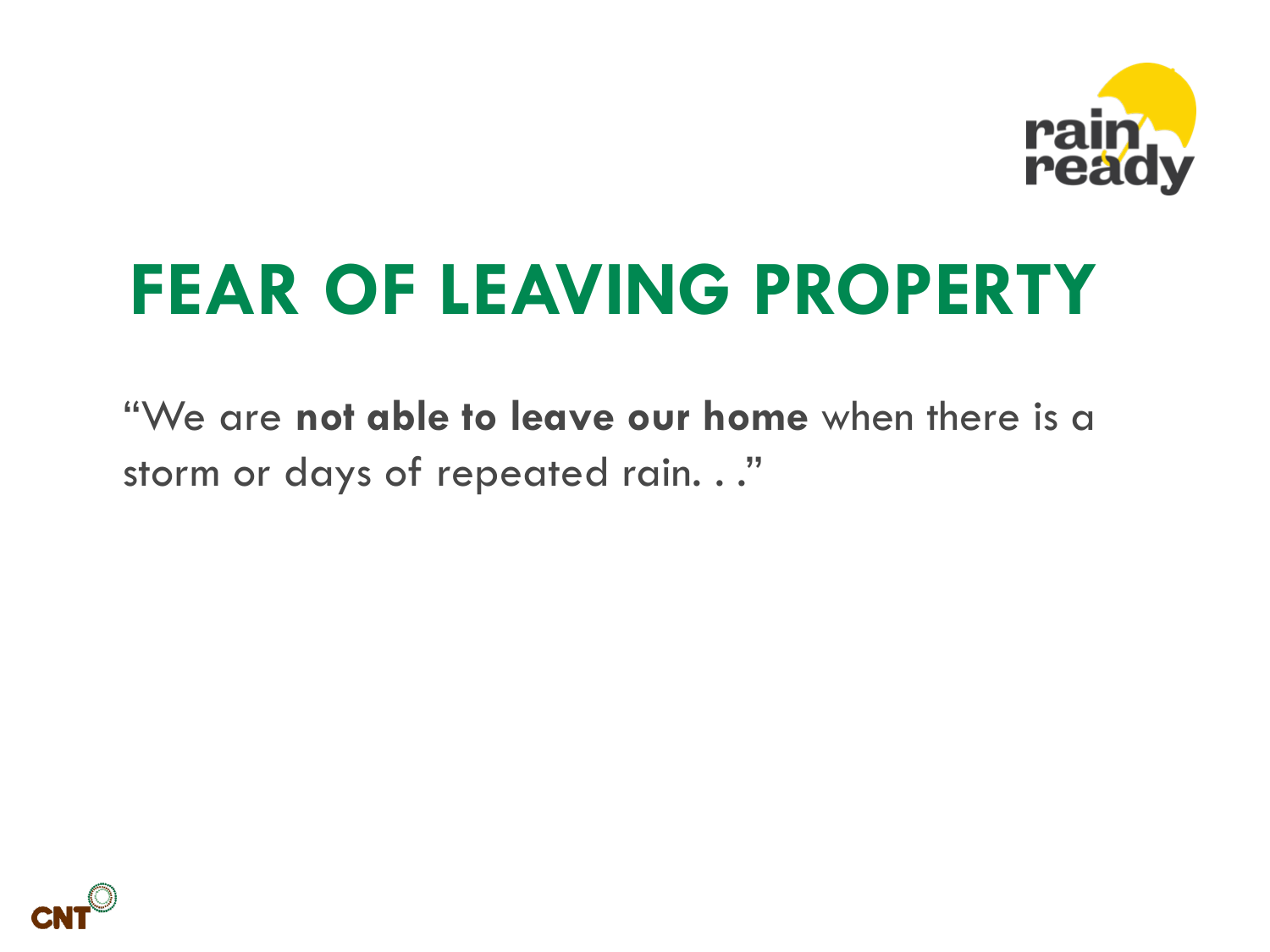# FEAR OF LEAVING PROPERTY

“We are **not able to leave our home** when there is a storm or days of repeated rain. . .”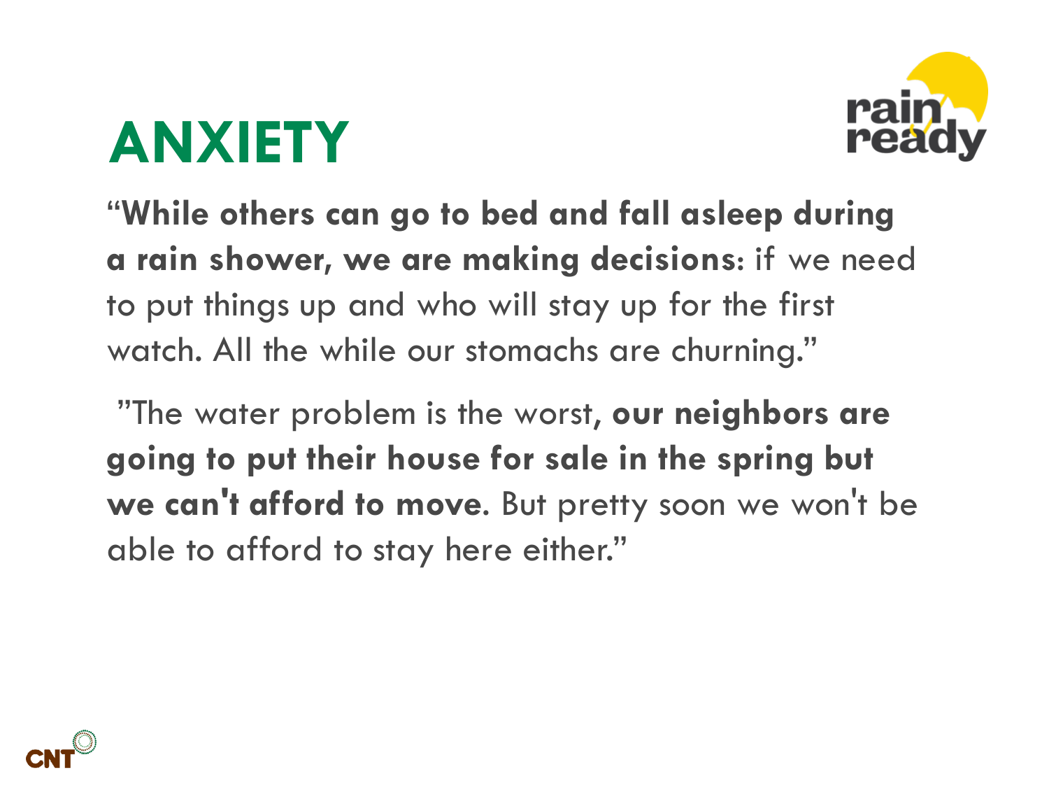# ANXIETY

**"While others can go to bed and fall asleep during a rain shower, we are making decisions**: if we need to put things up and who will stay up for the first watch. All the while our stomachs are churning."

"The water problem is the worst, **our neighbors are going to put their house for sale in the spring but we can't afford to move**. But pretty soon we won't be able to afford to stay here either."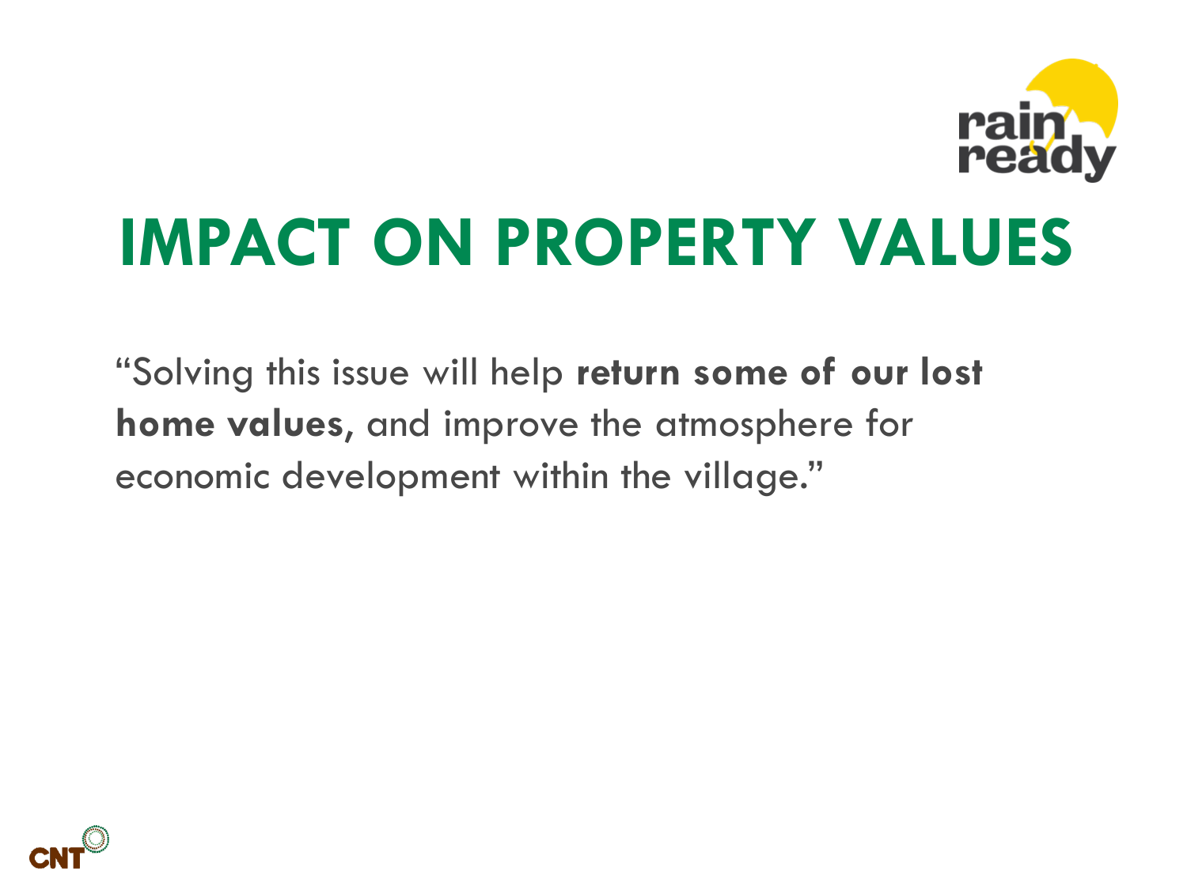# IMPACT ON PROPERTY VALUES

"Solving this issue will help **return some of our lost home values**, and improve the atmosphere for economic development within the village."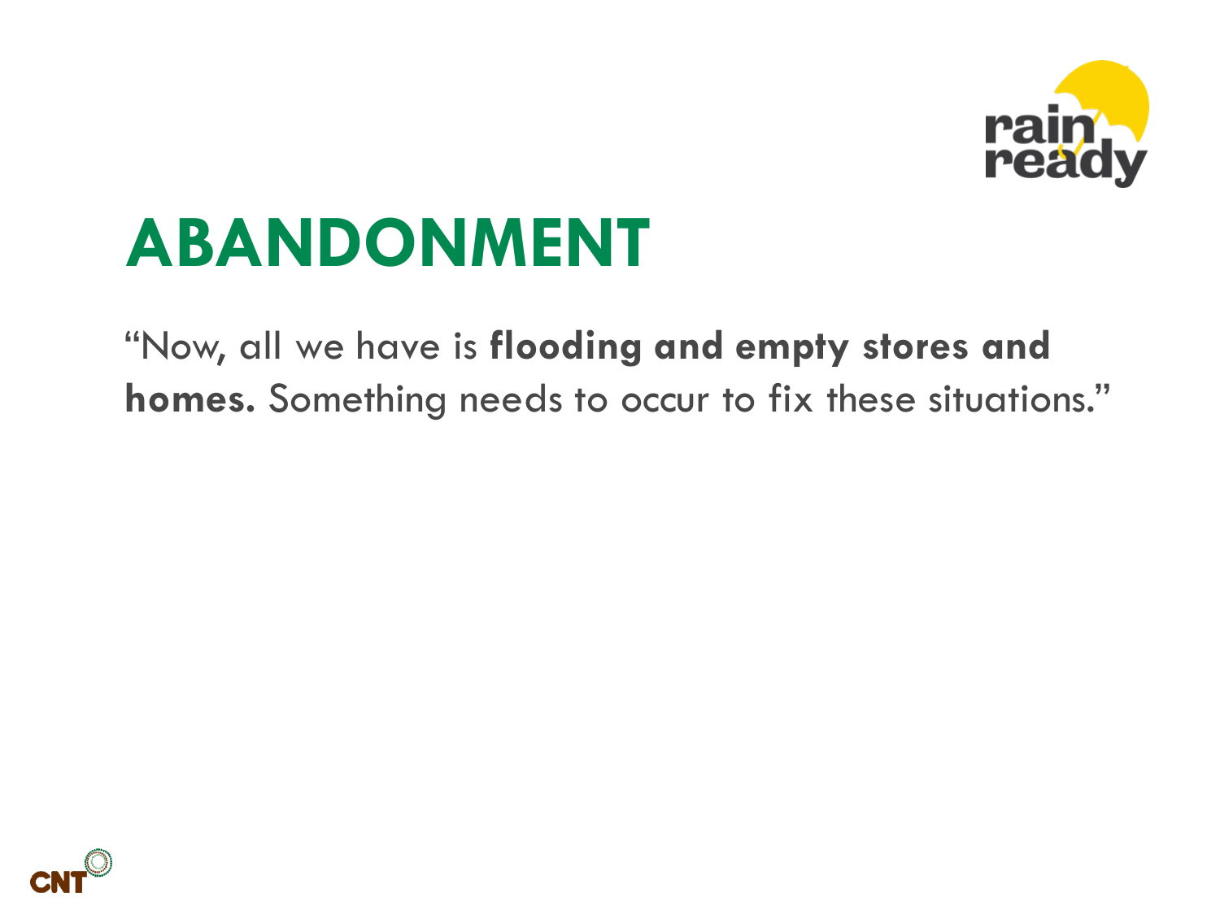# ABANDONMENT

"Now, all we have is **flooding and empty stores and homes.** Something needs to occur to fix these situations."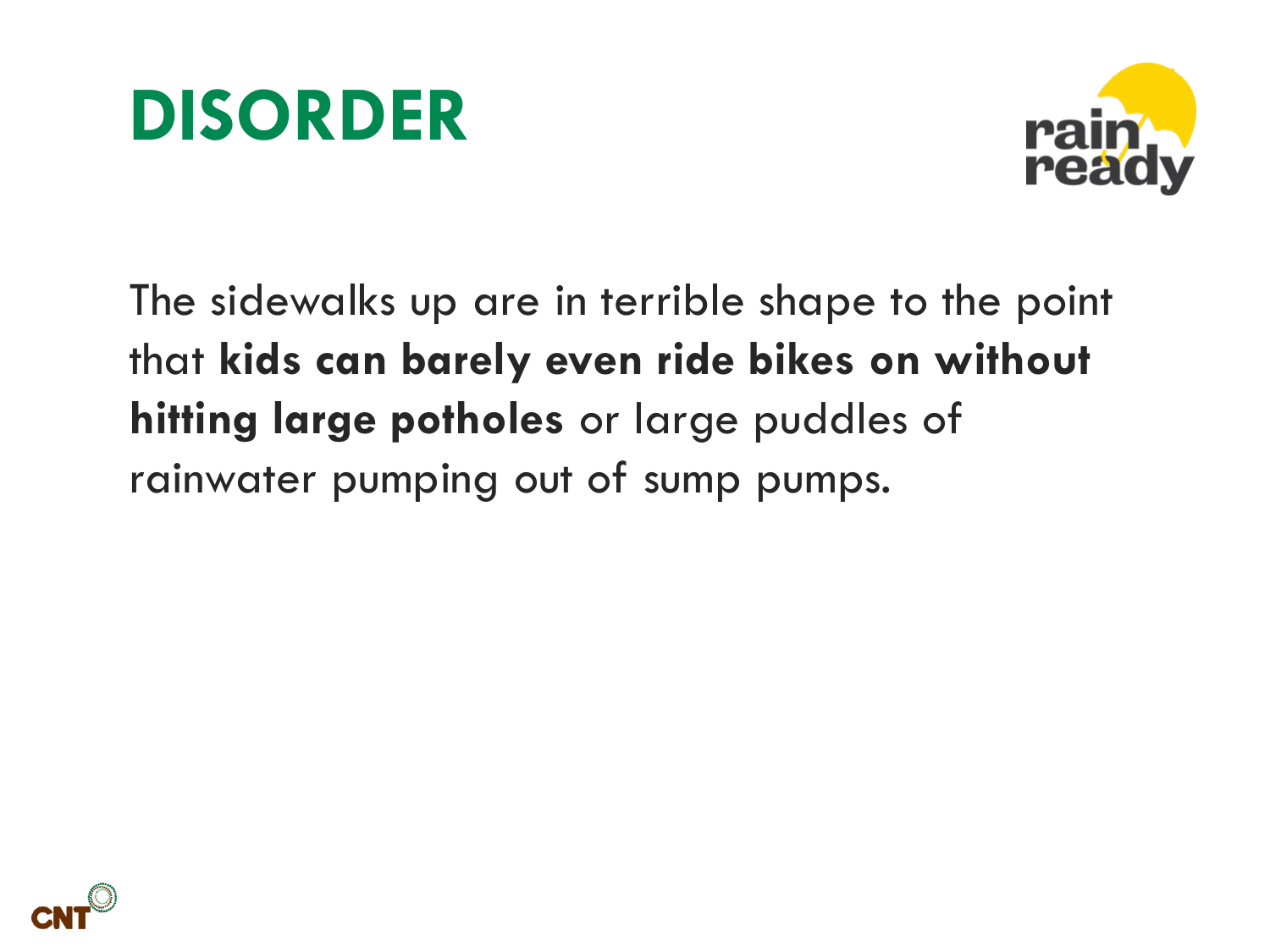# DISORDER

The sidewalks up are in terrible shape to the point that **kids can barely even ride bikes on without hitting large potholes** or large puddles of rainwater pumping out of sump pumps.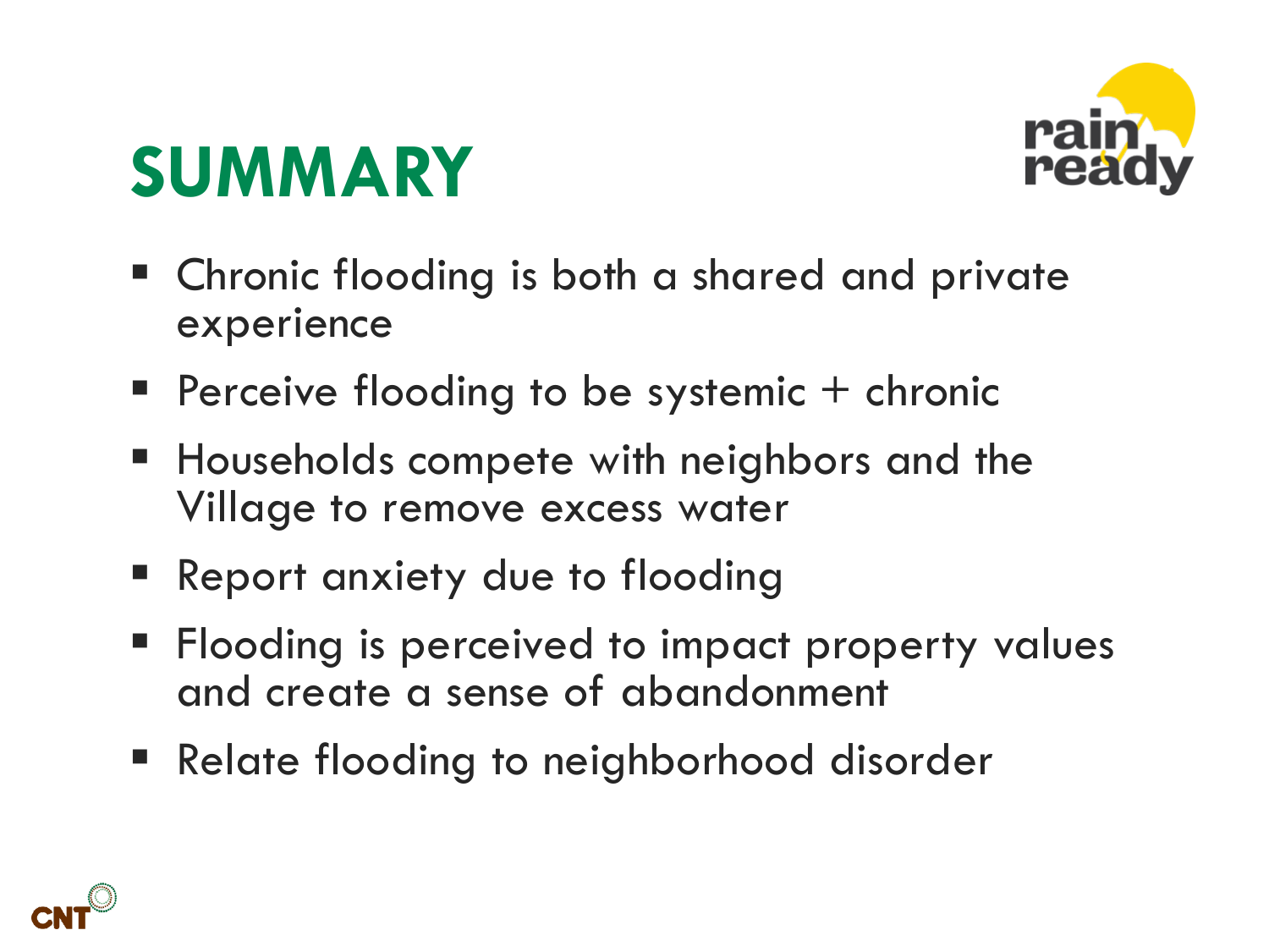# SUMMARY

- Chronic flooding is both a shared and private experience
- Perceive flooding to be systemic + chronic
- Households compete with neighbors and the Village to remove excess water
- Report anxiety due to flooding
- Flooding is perceived to impact property values and create a sense of abandonment
- Relate flooding to neighborhood disorder